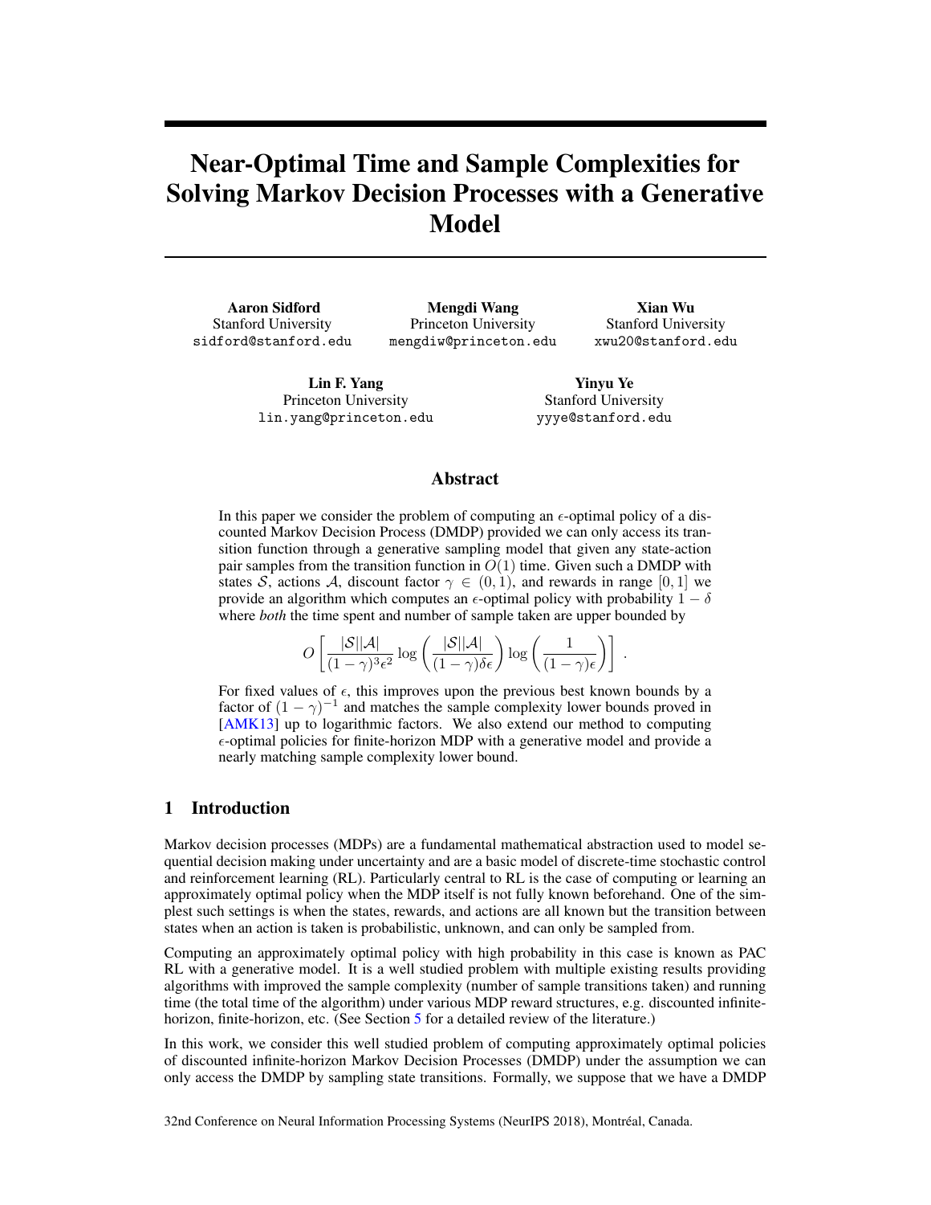# Near-Optimal Time and Sample Complexities for Solving Markov Decision Processes with a Generative Model

**Aaron Sidford**
Stanford University
sidford@stanford.edu

**Mengdi Wang**
Princeton University
mengdiw@princeton.edu

**Xian Wu**
Stanford University
xwu20@stanford.edu

**Lin F. Yang**
Princeton University
lin.yang@princeton.edu

**Yinyu Ye**
Stanford University
yyye@stanford.edu

## Abstract

In this paper we consider the problem of computing an $\epsilon$-optimal policy of a discounted Markov Decision Process (DMDP) provided we can only access its transition function through a generative sampling model that given any state-action pair samples from the transition function in $O(1)$ time. Given such a DMDP with states $\mathcal{S}$, actions $\mathcal{A}$, discount factor $\gamma \in (0, 1)$, and rewards in range $[0, 1]$ we provide an algorithm which computes an $\epsilon$-optimal policy with probability $1 - \delta$ where *both* the time spent and number of sample taken are upper bounded by

$$O\left[\frac{|\mathcal{S}||\mathcal{A}|}{(1-\gamma)^3\epsilon^2}\log\left(\frac{|\mathcal{S}||\mathcal{A}|}{(1-\gamma)\delta\epsilon}\right)\log\left(\frac{1}{(1-\gamma)\epsilon}\right)\right] .$$

For fixed values of $\epsilon$, this improves upon the previous best known bounds by a factor of $(1-\gamma)^{-1}$ and matches the sample complexity lower bounds proved in [AMK13] up to logarithmic factors. We also extend our method to computing $\epsilon$-optimal policies for finite-horizon MDP with a generative model and provide a nearly matching sample complexity lower bound.

## 1 Introduction

Markov decision processes (MDPs) are a fundamental mathematical abstraction used to model sequential decision making under uncertainty and are a basic model of discrete-time stochastic control and reinforcement learning (RL). Particularly central to RL is the case of computing or learning an approximately optimal policy when the MDP itself is not fully known beforehand. One of the simplest such settings is when the states, rewards, and actions are all known but the transition between states when an action is taken is probabilistic, unknown, and can only be sampled from.

Computing an approximately optimal policy with high probability in this case is known as PAC RL with a generative model. It is a well studied problem with multiple existing results providing algorithms with improved the sample complexity (number of sample transitions taken) and running time (the total time of the algorithm) under various MDP reward structures, e.g. discounted infinite-horizon, finite-horizon, etc. (See Section 5 for a detailed review of the literature.)

In this work, we consider this well studied problem of computing approximately optimal policies of discounted infinite-horizon Markov Decision Processes (DMDP) under the assumption we can only access the DMDP by sampling state transitions. Formally, we suppose that we have a DMDP

32nd Conference on Neural Information Processing Systems (NeurIPS 2018), Montréal, Canada.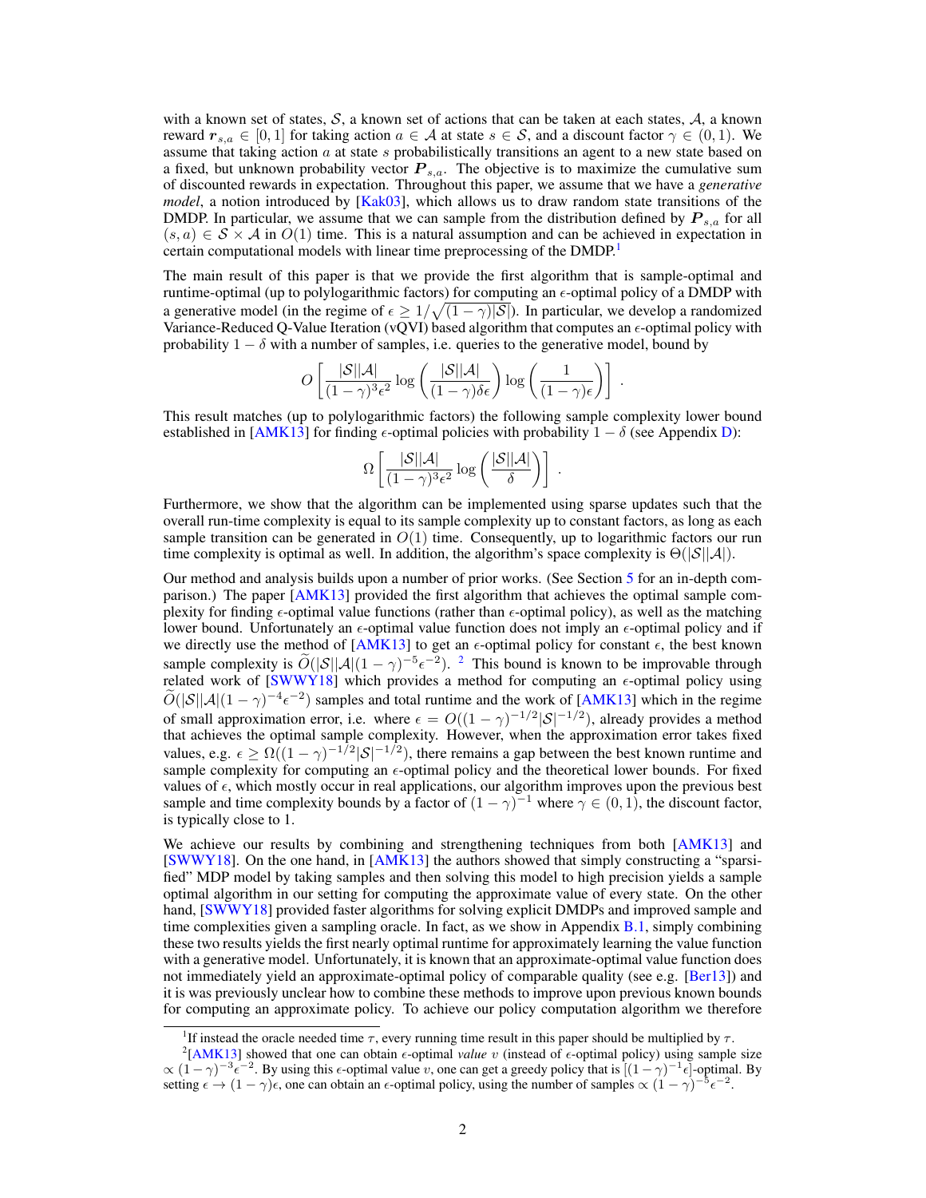with a known set of states, $\mathcal{S}$, a known set of actions that can be taken at each states, $\mathcal{A}$, a known reward $\boldsymbol{r}_{s,a} \in [0,1]$ for taking action $a \in \mathcal{A}$ at state $s \in \mathcal{S}$, and a discount factor $\gamma \in (0,1)$. We assume that taking action $a$ at state $s$ probabilistically transitions an agent to a new state based on a fixed, but unknown probability vector $\boldsymbol{P}_{s,a}$. The objective is to maximize the cumulative sum of discounted rewards in expectation. Throughout this paper, we assume that we have a *generative model*, a notion introduced by [Kak03], which allows us to draw random state transitions of the DMDP. In particular, we assume that we can sample from the distribution defined by $\boldsymbol{P}_{s,a}$ for all $(s,a) \in \mathcal{S} \times \mathcal{A}$ in $O(1)$ time. This is a natural assumption and can be achieved in expectation in certain computational models with linear time preprocessing of the DMDP.[1]

The main result of this paper is that we provide the first algorithm that is sample-optimal and runtime-optimal (up to polylogarithmic factors) for computing an $\epsilon$-optimal policy of a DMDP with a generative model (in the regime of $\epsilon \geq 1/\sqrt{(1-\gamma)|\mathcal{S}|}$). In particular, we develop a randomized Variance-Reduced Q-Value Iteration (vQVI) based algorithm that computes an $\epsilon$-optimal policy with probability $1-\delta$ with a number of samples, i.e. queries to the generative model, bound by

$$O\left[\frac{|\mathcal{S}||\mathcal{A}|}{(1-\gamma)^3\epsilon^2}\log\left(\frac{|\mathcal{S}||\mathcal{A}|}{(1-\gamma)\delta\epsilon}\right)\log\left(\frac{1}{(1-\gamma)\epsilon}\right)\right] .$$

This result matches (up to polylogarithmic factors) the following sample complexity lower bound established in [AMK13] for finding $\epsilon$-optimal policies with probability $1-\delta$ (see Appendix D):

$$\Omega\left[\frac{|\mathcal{S}||\mathcal{A}|}{(1-\gamma)^3\epsilon^2}\log\left(\frac{|\mathcal{S}||\mathcal{A}|}{\delta}\right)\right] .$$

Furthermore, we show that the algorithm can be implemented using sparse updates such that the overall run-time complexity is equal to its sample complexity up to constant factors, as long as each sample transition can be generated in $O(1)$ time. Consequently, up to logarithmic factors our run time complexity is optimal as well. In addition, the algorithm's space complexity is $\Theta(|\mathcal{S}||\mathcal{A}|)$.

Our method and analysis builds upon a number of prior works. (See Section 5 for an in-depth comparison.) The paper [AMK13] provided the first algorithm that achieves the optimal sample complexity for finding $\epsilon$-optimal value functions (rather than $\epsilon$-optimal policy), as well as the matching lower bound. Unfortunately an $\epsilon$-optimal value function does not imply an $\epsilon$-optimal policy and if we directly use the method of [AMK13] to get an $\epsilon$-optimal policy for constant $\epsilon$, the best known sample complexity is $\widetilde{O}(|\mathcal{S}||\mathcal{A}|(1-\gamma)^{-5}\epsilon^{-2})$.[2] This bound is known to be improvable through related work of [SWWY18] which provides a method for computing an $\epsilon$-optimal policy using $\widetilde{O}(|\mathcal{S}||\mathcal{A}|(1-\gamma)^{-4}\epsilon^{-2})$ samples and total runtime and the work of [AMK13] which in the regime of small approximation error, i.e. where $\epsilon = O((1-\gamma)^{-1/2}|\mathcal{S}|^{-1/2})$, already provides a method that achieves the optimal sample complexity. However, when the approximation error takes fixed values, e.g. $\epsilon \geq \Omega((1-\gamma)^{-1/2}|\mathcal{S}|^{-1/2})$, there remains a gap between the best known runtime and sample complexity for computing an $\epsilon$-optimal policy and the theoretical lower bounds. For fixed values of $\epsilon$, which mostly occur in real applications, our algorithm improves upon the previous best sample and time complexity bounds by a factor of $(1-\gamma)^{-1}$ where $\gamma \in (0,1)$, the discount factor, is typically close to 1.

We achieve our results by combining and strengthening techniques from both [AMK13] and [SWWY18]. On the one hand, in [AMK13] the authors showed that simply constructing a "sparsified" MDP model by taking samples and then solving this model to high precision yields a sample optimal algorithm in our setting for computing the approximate value of every state. On the other hand, [SWWY18] provided faster algorithms for solving explicit DMDPs and improved sample and time complexities given a sampling oracle. In fact, as we show in Appendix B.1, simply combining these two results yields the first nearly optimal runtime for approximately learning the value function with a generative model. Unfortunately, it is known that an approximate-optimal value function does not immediately yield an approximate-optimal policy of comparable quality (see e.g. [Ber13]) and it is was previously unclear how to combine these methods to improve upon previous known bounds for computing an approximate policy. To achieve our policy computation algorithm we therefore

[1] If instead the oracle needed time $\tau$, every running time result in this paper should be multiplied by $\tau$.

[2] [AMK13] showed that one can obtain $\epsilon$-optimal *value* $v$ (instead of $\epsilon$-optimal policy) using sample size $\propto (1-\gamma)^{-3}\epsilon^{-2}$. By using this $\epsilon$-optimal value $v$, one can get a greedy policy that is $[(1-\gamma)^{-1}\epsilon]$-optimal. By setting $\epsilon \to (1-\gamma)\epsilon$, one can obtain an $\epsilon$-optimal policy, using the number of samples $\propto (1-\gamma)^{-5}\epsilon^{-2}$.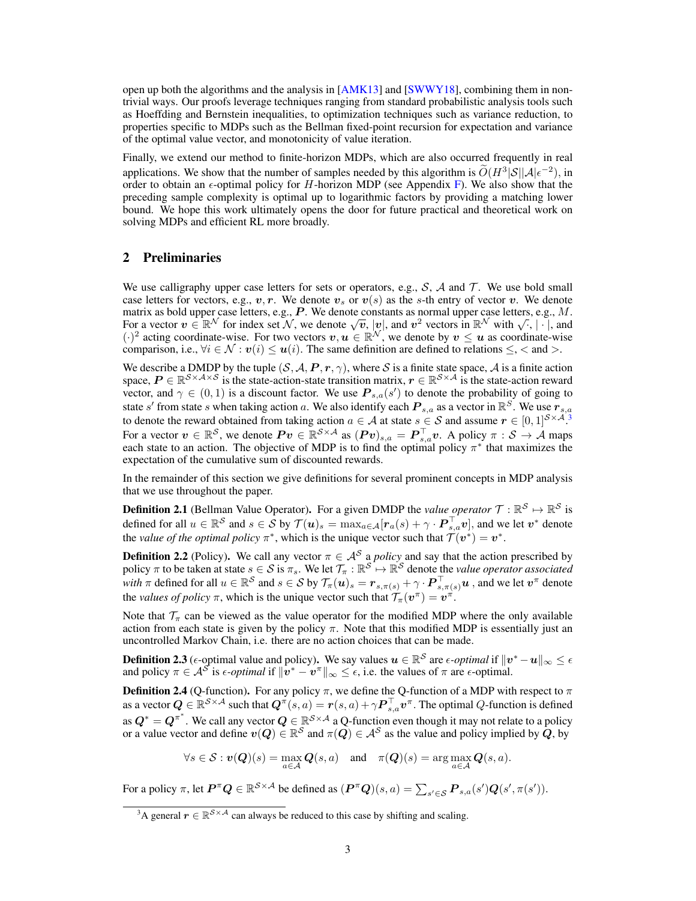open up both the algorithms and the analysis in [AMK13] and [SWWY18], combining them in non-trivial ways. Our proofs leverage techniques ranging from standard probabilistic analysis tools such as Hoeffding and Bernstein inequalities, to optimization techniques such as variance reduction, to properties specific to MDPs such as the Bellman fixed-point recursion for expectation and variance of the optimal value vector, and monotonicity of value iteration.

Finally, we extend our method to finite-horizon MDPs, which are also occurred frequently in real applications. We show that the number of samples needed by this algorithm is $\widetilde{O}(H^3|\mathcal{S}||\mathcal{A}|\epsilon^{-2})$, in order to obtain an $\epsilon$-optimal policy for $H$-horizon MDP (see Appendix F). We also show that the preceding sample complexity is optimal up to logarithmic factors by providing a matching lower bound. We hope this work ultimately opens the door for future practical and theoretical work on solving MDPs and efficient RL more broadly.

## 2 Preliminaries

We use calligraphy upper case letters for sets or operators, e.g., $\mathcal{S}$, $\mathcal{A}$ and $\mathcal{T}$. We use bold small case letters for vectors, e.g., $\boldsymbol{v}, \boldsymbol{r}$. We denote $\boldsymbol{v}_s$ or $\boldsymbol{v}(s)$ as the $s$-th entry of vector $\boldsymbol{v}$. We denote matrix as bold upper case letters, e.g., $\boldsymbol{P}$. We denote constants as normal upper case letters, e.g., $M$. For a vector $\boldsymbol{v} \in \mathbb{R}^{\mathcal{N}}$ for index set $\mathcal{N}$, we denote $\sqrt{\boldsymbol{v}}$, $|\boldsymbol{v}|$, and $\boldsymbol{v}^2$ vectors in $\mathbb{R}^{\mathcal{N}}$ with $\sqrt{\cdot}$, $|\cdot|$, and $(\cdot)^2$ acting coordinate-wise. For two vectors $\boldsymbol{v}, \boldsymbol{u} \in \mathbb{R}^{\mathcal{N}}$, we denote by $\boldsymbol{v} \leq \boldsymbol{u}$ as coordinate-wise comparison, i.e., $\forall i \in \mathcal{N} : \boldsymbol{v}(i) \leq \boldsymbol{u}(i)$. The same definition are defined to relations $\leq$, $<$ and $>$.

We describe a DMDP by the tuple $(\mathcal{S}, \mathcal{A}, \boldsymbol{P}, \boldsymbol{r}, \gamma)$, where $\mathcal{S}$ is a finite state space, $\mathcal{A}$ is a finite action space, $\boldsymbol{P} \in \mathbb{R}^{\mathcal{S}\times\mathcal{A}\times\mathcal{S}}$ is the state-action-state transition matrix, $\boldsymbol{r} \in \mathbb{R}^{\mathcal{S}\times\mathcal{A}}$ is the state-action reward vector, and $\gamma \in (0,1)$ is a discount factor. We use $\boldsymbol{P}_{s,a}(s')$ to denote the probability of going to state $s'$ from state $s$ when taking action $a$. We also identify each $\boldsymbol{P}_{s,a}$ as a vector in $\mathbb{R}^{\mathcal{S}}$. We use $\boldsymbol{r}_{s,a}$ to denote the reward obtained from taking action $a \in \mathcal{A}$ at state $s \in \mathcal{S}$ and assume $\boldsymbol{r} \in [0,1]^{\mathcal{S}\times\mathcal{A}}$.[3] For a vector $\boldsymbol{v} \in \mathbb{R}^{\mathcal{S}}$, we denote $\boldsymbol{P}\boldsymbol{v} \in \mathbb{R}^{\mathcal{S}\times\mathcal{A}}$ as $(\boldsymbol{P}\boldsymbol{v})_{s,a} = \boldsymbol{P}_{s,a}^\top \boldsymbol{v}$. A policy $\pi : \mathcal{S} \to \mathcal{A}$ maps each state to an action. The objective of MDP is to find the optimal policy $\pi^*$ that maximizes the expectation of the cumulative sum of discounted rewards.

In the remainder of this section we give definitions for several prominent concepts in MDP analysis that we use throughout the paper.

**Definition 2.1** (Bellman Value Operator). For a given DMDP the *value operator* $\mathcal{T} : \mathbb{R}^{\mathcal{S}} \mapsto \mathbb{R}^{\mathcal{S}}$ is defined for all $u \in \mathbb{R}^{\mathcal{S}}$ and $s \in \mathcal{S}$ by $\mathcal{T}(\boldsymbol{u})_s = \max_{a\in\mathcal{A}}[\boldsymbol{r}_a(s) + \gamma \cdot \boldsymbol{P}_{s,a}^\top \boldsymbol{v}]$, and we let $\boldsymbol{v}^*$ denote the *value of the optimal policy* $\pi^*$, which is the unique vector such that $\mathcal{T}(\boldsymbol{v}^*) = \boldsymbol{v}^*$.

**Definition 2.2** (Policy). We call any vector $\pi \in \mathcal{A}^{\mathcal{S}}$ a *policy* and say that the action prescribed by policy $\pi$ to be taken at state $s \in \mathcal{S}$ is $\pi_s$. We let $\mathcal{T}_\pi : \mathbb{R}^{\mathcal{S}} \mapsto \mathbb{R}^{\mathcal{S}}$ denote the *value operator associated with* $\pi$ defined for all $u \in \mathbb{R}^{\mathcal{S}}$ and $s \in \mathcal{S}$ by $\mathcal{T}_\pi(\boldsymbol{u})_s = \boldsymbol{r}_{s,\pi(s)} + \gamma \cdot \boldsymbol{P}_{s,\pi(s)}^\top \boldsymbol{u}$ , and we let $\boldsymbol{v}^\pi$ denote the *values of policy* $\pi$, which is the unique vector such that $\mathcal{T}_\pi(\boldsymbol{v}^\pi) = \boldsymbol{v}^\pi$.

Note that $\mathcal{T}_\pi$ can be viewed as the value operator for the modified MDP where the only available action from each state is given by the policy $\pi$. Note that this modified MDP is essentially just an uncontrolled Markov Chain, i.e. there are no action choices that can be made.

**Definition 2.3** ($\epsilon$-optimal value and policy). We say values $\boldsymbol{u} \in \mathbb{R}^{\mathcal{S}}$ are $\epsilon$*-optimal* if $\|\boldsymbol{v}^* - \boldsymbol{u}\|_\infty \leq \epsilon$ and policy $\pi \in \mathcal{A}^{\mathcal{S}}$ is $\epsilon$*-optimal* if $\|\boldsymbol{v}^* - \boldsymbol{v}^\pi\|_\infty \leq \epsilon$, i.e. the values of $\pi$ are $\epsilon$-optimal.

**Definition 2.4** (Q-function). For any policy $\pi$, we define the Q-function of a MDP with respect to $\pi$ as a vector $\boldsymbol{Q} \in \mathbb{R}^{\mathcal{S}\times\mathcal{A}}$ such that $\boldsymbol{Q}^\pi(s,a) = \boldsymbol{r}(s,a) + \gamma \boldsymbol{P}_{s,a}^\top \boldsymbol{v}^\pi$. The optimal $Q$-function is defined as $\boldsymbol{Q}^* = \boldsymbol{Q}^{\pi^*}$. We call any vector $\boldsymbol{Q} \in \mathbb{R}^{\mathcal{S}\times\mathcal{A}}$ a Q-function even though it may not relate to a policy or a value vector and define $\boldsymbol{v}(\boldsymbol{Q}) \in \mathbb{R}^{\mathcal{S}}$ and $\pi(\boldsymbol{Q}) \in \mathcal{A}^{\mathcal{S}}$ as the value and policy implied by $\boldsymbol{Q}$, by

$$\forall s \in \mathcal{S} : \boldsymbol{v}(\boldsymbol{Q})(s) = \max_{a\in\mathcal{A}} \boldsymbol{Q}(s,a) \quad \text{and} \quad \pi(\boldsymbol{Q})(s) = \arg\max_{a\in\mathcal{A}} \boldsymbol{Q}(s,a).$$

For a policy $\pi$, let $\boldsymbol{P}^\pi\boldsymbol{Q} \in \mathbb{R}^{\mathcal{S}\times\mathcal{A}}$ be defined as $(\boldsymbol{P}^\pi\boldsymbol{Q})(s,a) = \sum_{s'\in\mathcal{S}} \boldsymbol{P}_{s,a}(s')\boldsymbol{Q}(s',\pi(s'))$.

[3] A general $\boldsymbol{r} \in \mathbb{R}^{\mathcal{S}\times\mathcal{A}}$ can always be reduced to this case by shifting and scaling.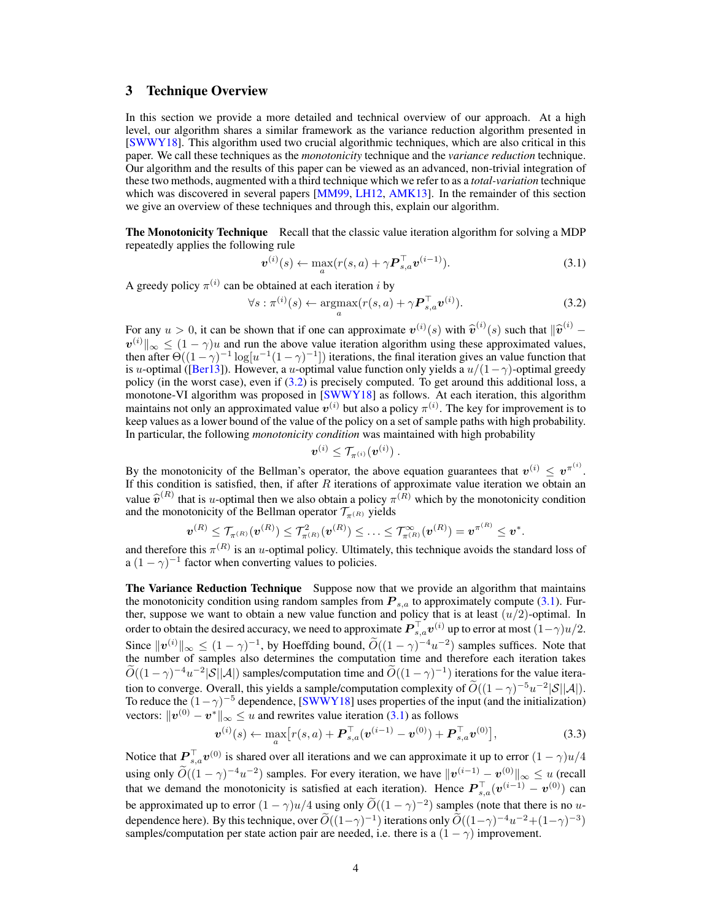## 3 Technique Overview

In this section we provide a more detailed and technical overview of our approach. At a high level, our algorithm shares a similar framework as the variance reduction algorithm presented in [SWWY18]. This algorithm used two crucial algorithmic techniques, which are also critical in this paper. We call these techniques as the *monotonicity* technique and the *variance reduction* technique. Our algorithm and the results of this paper can be viewed as an advanced, non-trivial integration of these two methods, augmented with a third technique which we refer to as a *total-variation* technique which was discovered in several papers [MM99, LH12, AMK13]. In the remainder of this section we give an overview of these techniques and through this, explain our algorithm.

**The Monotonicity Technique** Recall that the classic value iteration algorithm for solving a MDP repeatedly applies the following rule

$$\boldsymbol{v}^{(i)}(s) \leftarrow \max_a (r(s,a) + \gamma \boldsymbol{P}_{s,a}^\top \boldsymbol{v}^{(i-1)}). \tag{3.1}$$

A greedy policy $\pi^{(i)}$ can be obtained at each iteration $i$ by

$$\forall s : \pi^{(i)}(s) \leftarrow \operatorname*{argmax}_a (r(s,a) + \gamma \boldsymbol{P}_{s,a}^\top \boldsymbol{v}^{(i)}). \tag{3.2}$$

For any $u > 0$, it can be shown that if one can approximate $\boldsymbol{v}^{(i)}(s)$ with $\widehat{\boldsymbol{v}}^{(i)}(s)$ such that $\|\widehat{\boldsymbol{v}}^{(i)} - \boldsymbol{v}^{(i)}\|_\infty \le (1-\gamma)u$ and run the above value iteration algorithm using these approximated values, then after $\Theta((1-\gamma)^{-1}\log[u^{-1}(1-\gamma)^{-1}])$ iterations, the final iteration gives an value function that is $u$-optimal ([Ber13]). However, a $u$-optimal value function only yields a $u/(1-\gamma)$-optimal greedy policy (in the worst case), even if (3.2) is precisely computed. To get around this additional loss, a monotone-VI algorithm was proposed in [SWWY18] as follows. At each iteration, this algorithm maintains not only an approximated value $\boldsymbol{v}^{(i)}$ but also a policy $\pi^{(i)}$. The key for improvement is to keep values as a lower bound of the value of the policy on a set of sample paths with high probability. In particular, the following *monotonicity condition* was maintained with high probability

$$\boldsymbol{v}^{(i)} \le \mathcal{T}_{\pi^{(i)}}(\boldsymbol{v}^{(i)}) \,.$$

By the monotonicity of the Bellman's operator, the above equation guarantees that $\boldsymbol{v}^{(i)} \le \boldsymbol{v}^{\pi^{(i)}}$. If this condition is satisfied, then, if after $R$ iterations of approximate value iteration we obtain an value $\widehat{\boldsymbol{v}}^{(R)}$ that is $u$-optimal then we also obtain a policy $\pi^{(R)}$ which by the monotonicity condition and the monotonicity of the Bellman operator $\mathcal{T}_{\pi^{(R)}}$ yields

$$\boldsymbol{v}^{(R)} \le \mathcal{T}_{\pi^{(R)}}(\boldsymbol{v}^{(R)}) \le \mathcal{T}^2_{\pi^{(R)}}(\boldsymbol{v}^{(R)}) \le \ldots \le \mathcal{T}^\infty_{\pi^{(R)}}(\boldsymbol{v}^{(R)}) = \boldsymbol{v}^{\pi^{(R)}} \le \boldsymbol{v}^*.$$

and therefore this $\pi^{(R)}$ is an $u$-optimal policy. Ultimately, this technique avoids the standard loss of a $(1-\gamma)^{-1}$ factor when converting values to policies.

**The Variance Reduction Technique** Suppose now that we provide an algorithm that maintains the monotonicity condition using random samples from $\boldsymbol{P}_{s,a}$ to approximately compute (3.1). Further, suppose we want to obtain a new value function and policy that is at least $(u/2)$-optimal. In order to obtain the desired accuracy, we need to approximate $\boldsymbol{P}_{s,a}^\top \boldsymbol{v}^{(i)}$ up to error at most $(1-\gamma)u/2$. Since $\|\boldsymbol{v}^{(i)}\|_\infty \le (1-\gamma)^{-1}$, by Hoeffding bound, $\widetilde{O}((1-\gamma)^{-4}u^{-2})$ samples suffices. Note that the number of samples also determines the computation time and therefore each iteration takes $\widetilde{O}((1-\gamma)^{-4}u^{-2}|\mathcal{S}||\mathcal{A}|)$ samples/computation time and $\widetilde{O}((1-\gamma)^{-1})$ iterations for the value iteration to converge. Overall, this yields a sample/computation complexity of $\widetilde{O}((1-\gamma)^{-5}u^{-2}|\mathcal{S}||\mathcal{A}|)$. To reduce the $(1-\gamma)^{-5}$ dependence, [SWWY18] uses properties of the input (and the initialization) vectors: $\|\boldsymbol{v}^{(0)} - \boldsymbol{v}^*\|_\infty \le u$ and rewrites value iteration (3.1) as follows

$$\boldsymbol{v}^{(i)}(s) \leftarrow \max_a \big[r(s,a) + \boldsymbol{P}_{s,a}^\top(\boldsymbol{v}^{(i-1)} - \boldsymbol{v}^{(0)}) + \boldsymbol{P}_{s,a}^\top \boldsymbol{v}^{(0)}\big], \tag{3.3}$$

Notice that $\boldsymbol{P}_{s,a}^\top \boldsymbol{v}^{(0)}$ is shared over all iterations and we can approximate it up to error $(1-\gamma)u/4$ using only $\widetilde{O}((1-\gamma)^{-4}u^{-2})$ samples. For every iteration, we have $\|\boldsymbol{v}^{(i-1)} - \boldsymbol{v}^{(0)}\|_\infty \le u$ (recall that we demand the monotonicity is satisfied at each iteration). Hence $\boldsymbol{P}_{s,a}^\top(\boldsymbol{v}^{(i-1)} - \boldsymbol{v}^{(0)})$ can be approximated up to error $(1-\gamma)u/4$ using only $\widetilde{O}((1-\gamma)^{-2})$ samples (note that there is no $u$-dependence here). By this technique, over $\widetilde{O}((1-\gamma)^{-1})$ iterations only $\widetilde{O}((1-\gamma)^{-4}u^{-2} + (1-\gamma)^{-3})$ samples/computation per state action pair are needed, i.e. there is a $(1-\gamma)$ improvement.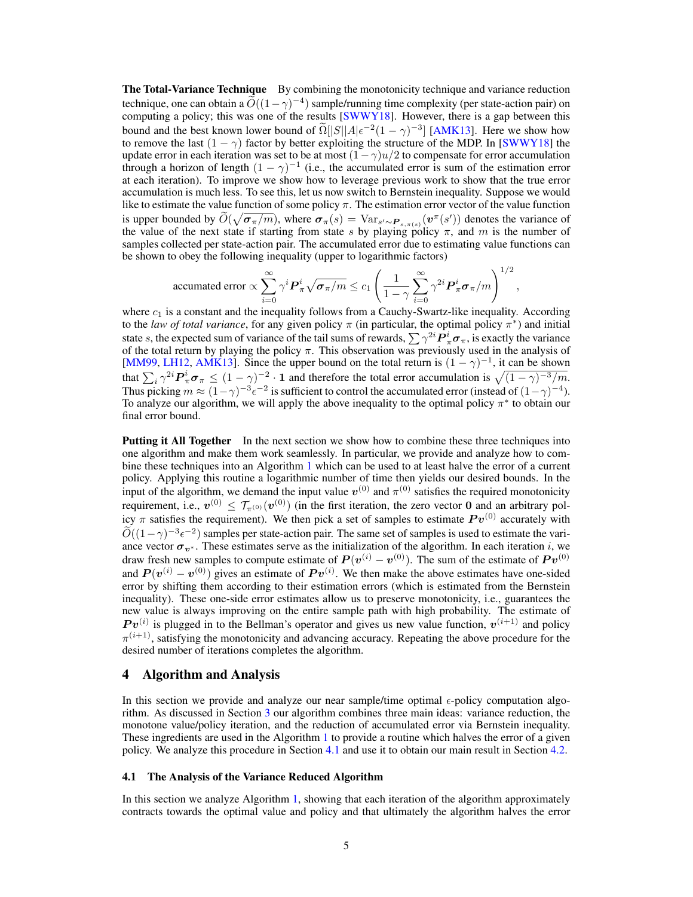**The Total-Variance Technique** By combining the monotonicity technique and variance reduction technique, one can obtain a $\widetilde{O}((1-\gamma)^{-4})$ sample/running time complexity (per state-action pair) on computing a policy; this was one of the results [SWWY18]. However, there is a gap between this bound and the best known lower bound of $\widetilde{\Omega}[|S||A|\epsilon^{-2}(1-\gamma)^{-3}]$ [AMK13]. Here we show how to remove the last $(1-\gamma)$ factor by better exploiting the structure of the MDP. In [SWWY18] the update error in each iteration was set to be at most $(1-\gamma)u/2$ to compensate for error accumulation through a horizon of length $(1-\gamma)^{-1}$ (i.e., the accumulated error is sum of the estimation error at each iteration). To improve we show how to leverage previous work to show that the true error accumulation is much less. To see this, let us now switch to Bernstein inequality. Suppose we would like to estimate the value function of some policy $\pi$. The estimation error vector of the value function is upper bounded by $\widetilde{O}(\sqrt{\boldsymbol{\sigma}_\pi/m})$, where $\boldsymbol{\sigma}_\pi(s) = \mathrm{Var}_{s'\sim \boldsymbol{P}_{s,\pi(s)}}(\boldsymbol{v}^\pi(s'))$ denotes the variance of the value of the next state if starting from state $s$ by playing policy $\pi$, and $m$ is the number of samples collected per state-action pair. The accumulated error due to estimating value functions can be shown to obey the following inequality (upper to logarithmic factors)

$$\text{accumated error} \propto \sum_{i=0}^{\infty}\gamma^i \boldsymbol{P}_\pi^i\sqrt{\boldsymbol{\sigma}_\pi/m} \le c_1\left(\frac{1}{1-\gamma}\sum_{i=0}^{\infty}\gamma^{2i}\boldsymbol{P}_\pi^i\boldsymbol{\sigma}_\pi/m\right)^{1/2},$$

where $c_1$ is a constant and the inequality follows from a Cauchy-Swartz-like inequality. According to the *law of total variance*, for any given policy $\pi$ (in particular, the optimal policy $\pi^*$) and initial state $s$, the expected sum of variance of the tail sums of rewards, $\sum \gamma^{2i}\boldsymbol{P}_\pi^i\boldsymbol{\sigma}_\pi$, is exactly the variance of the total return by playing the policy $\pi$. This observation was previously used in the analysis of [MM99, LH12, AMK13]. Since the upper bound on the total return is $(1-\gamma)^{-1}$, it can be shown that $\sum_i \gamma^{2i}\boldsymbol{P}_\pi^i\boldsymbol{\sigma}_\pi \le (1-\gamma)^{-2}\cdot\mathbf{1}$ and therefore the total error accumulation is $\sqrt{(1-\gamma)^{-3}/m}$. Thus picking $m \approx (1-\gamma)^{-3}\epsilon^{-2}$ is sufficient to control the accumulated error (instead of $(1-\gamma)^{-4}$). To analyze our algorithm, we will apply the above inequality to the optimal policy $\pi^*$ to obtain our final error bound.

**Putting it All Together** In the next section we show how to combine these three techniques into one algorithm and make them work seamlessly. In particular, we provide and analyze how to combine these techniques into an Algorithm 1 which can be used to at least halve the error of a current policy. Applying this routine a logarithmic number of time then yields our desired bounds. In the input of the algorithm, we demand the input value $\boldsymbol{v}^{(0)}$ and $\pi^{(0)}$ satisfies the required monotonicity requirement, i.e., $\boldsymbol{v}^{(0)} \le \mathcal{T}_{\pi^{(0)}}(\boldsymbol{v}^{(0)})$ (in the first iteration, the zero vector $\mathbf{0}$ and an arbitrary policy $\pi$ satisfies the requirement). We then pick a set of samples to estimate $\boldsymbol{P}\boldsymbol{v}^{(0)}$ accurately with $\widetilde{O}((1-\gamma)^{-3}\epsilon^{-2})$ samples per state-action pair. The same set of samples is used to estimate the variance vector $\boldsymbol{\sigma}_{\boldsymbol{v}^*}$. These estimates serve as the initialization of the algorithm. In each iteration $i$, we draw fresh new samples to compute estimate of $\boldsymbol{P}(\boldsymbol{v}^{(i)}-\boldsymbol{v}^{(0)})$. The sum of the estimate of $\boldsymbol{P}\boldsymbol{v}^{(0)}$ and $\boldsymbol{P}(\boldsymbol{v}^{(i)}-\boldsymbol{v}^{(0)})$ gives an estimate of $\boldsymbol{P}\boldsymbol{v}^{(i)}$. We then make the above estimates have one-sided error by shifting them according to their estimation errors (which is estimated from the Bernstein inequality). These one-side error estimates allow us to preserve monotonicity, i.e., guarantees the new value is always improving on the entire sample path with high probability. The estimate of $\boldsymbol{P}\boldsymbol{v}^{(i)}$ is plugged in to the Bellman's operator and gives us new value function, $\boldsymbol{v}^{(i+1)}$ and policy $\pi^{(i+1)}$, satisfying the monotonicity and advancing accuracy. Repeating the above procedure for the desired number of iterations completes the algorithm.

## 4 Algorithm and Analysis

In this section we provide and analyze our near sample/time optimal $\epsilon$-policy computation algorithm. As discussed in Section 3 our algorithm combines three main ideas: variance reduction, the monotone value/policy iteration, and the reduction of accumulated error via Bernstein inequality. These ingredients are used in the Algorithm 1 to provide a routine which halves the error of a given policy. We analyze this procedure in Section 4.1 and use it to obtain our main result in Section 4.2.

### 4.1 The Analysis of the Variance Reduced Algorithm

In this section we analyze Algorithm 1, showing that each iteration of the algorithm approximately contracts towards the optimal value and policy and that ultimately the algorithm halves the error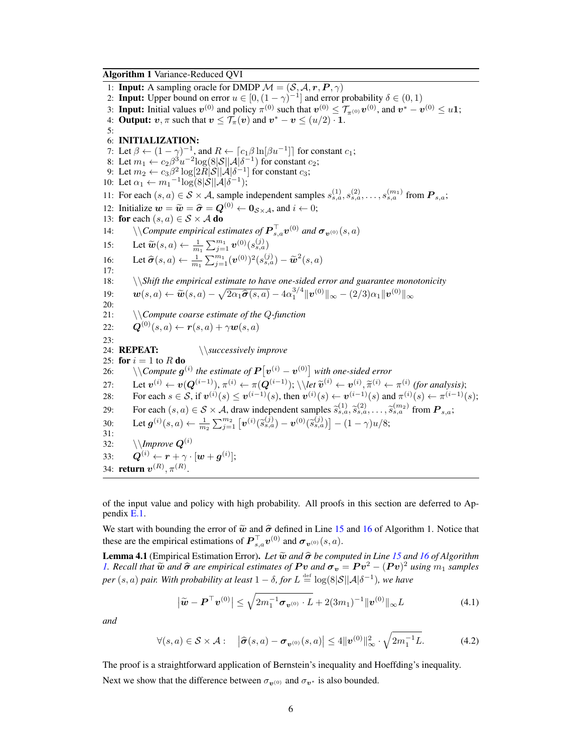**Algorithm 1** Variance-Reduced QVI

1: **Input:** A sampling oracle for DMDP $\mathcal{M} = (\mathcal{S}, \mathcal{A}, \boldsymbol{r}, \boldsymbol{P}, \gamma)$
2: **Input:** Upper bound on error $u \in [0, (1-\gamma)^{-1}]$ and error probability $\delta \in (0, 1)$
3: **Input:** Initial values $\boldsymbol{v}^{(0)}$ and policy $\pi^{(0)}$ such that $\boldsymbol{v}^{(0)} \leq \mathcal{T}_{\pi^{(0)}} \boldsymbol{v}^{(0)}$, and $\boldsymbol{v}^* - \boldsymbol{v}^{(0)} \leq u\mathbf{1}$;
4: **Output:** $\boldsymbol{v}, \pi$ such that $\boldsymbol{v} \leq \mathcal{T}_\pi(\boldsymbol{v})$ and $\boldsymbol{v}^* - \boldsymbol{v} \leq (u/2) \cdot \mathbf{1}$.
5:
6: **INITIALIZATION:**
7: Let $\beta \leftarrow (1-\gamma)^{-1}$, and $R \leftarrow \lceil c_1 \beta \ln[\beta u^{-1}] \rceil$ for constant $c_1$;
8: Let $m_1 \leftarrow c_2 \beta^3 u^{-2} \log(8|\mathcal{S}||\mathcal{A}|\delta^{-1})$ for constant $c_2$;
9: Let $m_2 \leftarrow c_3 \beta^2 \log[2R|\mathcal{S}||\mathcal{A}|\delta^{-1}]$ for constant $c_3$;
10: Let $\alpha_1 \leftarrow {m_1}^{-1} \log(8|\mathcal{S}||\mathcal{A}|\delta^{-1})$;
11: For each $(s, a) \in \mathcal{S} \times \mathcal{A}$, sample independent samples $s_{s,a}^{(1)}, s_{s,a}^{(2)}, \ldots, s_{s,a}^{(m_1)}$ from $\boldsymbol{P}_{s,a}$;
12: Initialize $\boldsymbol{w} = \widetilde{\boldsymbol{w}} = \widehat{\boldsymbol{\sigma}} = \boldsymbol{Q}^{(0)} \leftarrow \mathbf{0}_{\mathcal{S}\times\mathcal{A}}$, and $i \leftarrow 0$;
13: **for** each $(s, a) \in \mathcal{S} \times \mathcal{A}$ **do**
14: \\*Compute empirical estimates of* $\boldsymbol{P}_{s,a}^\top \boldsymbol{v}^{(0)}$ *and* $\boldsymbol{\sigma}_{\boldsymbol{v}^{(0)}}(s, a)$
15: Let $\widetilde{\boldsymbol{w}}(s, a) \leftarrow \frac{1}{m_1} \sum_{j=1}^{m_1} \boldsymbol{v}^{(0)}(s_{s,a}^{(j)})$
16: Let $\widehat{\boldsymbol{\sigma}}(s, a) \leftarrow \frac{1}{m_1} \sum_{j=1}^{m_1} (\boldsymbol{v}^{(0)})^2(s_{s,a}^{(j)}) - \widetilde{\boldsymbol{w}}^2(s, a)$
17:
18: \\*Shift the empirical estimate to have one-sided error and guarantee monotonicity*
19: $\boldsymbol{w}(s, a) \leftarrow \widetilde{\boldsymbol{w}}(s, a) - \sqrt{2\alpha_1 \widehat{\boldsymbol{\sigma}}(s, a)} - 4\alpha_1^{3/4} \|\boldsymbol{v}^{(0)}\|_\infty - (2/3)\alpha_1 \|\boldsymbol{v}^{(0)}\|_\infty$
20:
21: \\*Compute coarse estimate of the* $Q$*-function*
22: $\boldsymbol{Q}^{(0)}(s, a) \leftarrow \boldsymbol{r}(s, a) + \gamma \boldsymbol{w}(s, a)$
23:
24: **REPEAT:** \\*successively improve*
25: **for** $i = 1$ to $R$ **do**
26: \\*Compute* $\boldsymbol{g}^{(i)}$ *the estimate of* $\boldsymbol{P}\big[\boldsymbol{v}^{(i)} - \boldsymbol{v}^{(0)}\big]$ *with one-sided error*
27: Let $\boldsymbol{v}^{(i)} \leftarrow \boldsymbol{v}(\boldsymbol{Q}^{(i-1)})$, $\pi^{(i)} \leftarrow \pi(\boldsymbol{Q}^{(i-1)})$; \\*let* $\widetilde{\boldsymbol{v}}^{(i)} \leftarrow \boldsymbol{v}^{(i)}, \widetilde{\pi}^{(i)} \leftarrow \pi^{(i)}$ *(for analysis)*;
28: For each $s \in \mathcal{S}$, if $\boldsymbol{v}^{(i)}(s) \leq \boldsymbol{v}^{(i-1)}(s)$, then $\boldsymbol{v}^{(i)}(s) \leftarrow \boldsymbol{v}^{(i-1)}(s)$ and $\pi^{(i)}(s) \leftarrow \pi^{(i-1)}(s)$;
29: For each $(s, a) \in \mathcal{S} \times \mathcal{A}$, draw independent samples $\widetilde{s}_{s,a}^{(1)}, \widetilde{s}_{s,a}^{(2)}, \ldots, \widetilde{s}_{s,a}^{(m_2)}$ from $\boldsymbol{P}_{s,a}$;
30: Let $\boldsymbol{g}^{(i)}(s, a) \leftarrow \frac{1}{m_2} \sum_{j=1}^{m_2} \big[\boldsymbol{v}^{(i)}(\widetilde{s}_{s,a}^{(j)}) - \boldsymbol{v}^{(0)}(\widetilde{s}_{s,a}^{(j)})\big] - (1-\gamma)u/8$;
31:
32: \\*Improve* $\boldsymbol{Q}^{(i)}$
33: $\boldsymbol{Q}^{(i)} \leftarrow \boldsymbol{r} + \gamma \cdot [\boldsymbol{w} + \boldsymbol{g}^{(i)}]$;
34: **return** $\boldsymbol{v}^{(R)}, \pi^{(R)}$.

of the input value and policy with high probability. All proofs in this section are deferred to Appendix E.1.

We start with bounding the error of $\widetilde{\boldsymbol{w}}$ and $\widehat{\boldsymbol{\sigma}}$ defined in Line 15 and 16 of Algorithm 1. Notice that these are the empirical estimations of $\boldsymbol{P}_{s,a}^\top \boldsymbol{v}^{(0)}$ and $\boldsymbol{\sigma}_{\boldsymbol{v}^{(0)}}(s, a)$.

**Lemma 4.1** (Empirical Estimation Error)**.** *Let $\widetilde{\boldsymbol{w}}$ and $\widehat{\boldsymbol{\sigma}}$ be computed in Line 15 and 16 of Algorithm 1. Recall that $\widetilde{\boldsymbol{w}}$ and $\widehat{\boldsymbol{\sigma}}$ are empirical estimates of $\boldsymbol{P}\boldsymbol{v}$ and $\boldsymbol{\sigma}_{\boldsymbol{v}} = \boldsymbol{P}\boldsymbol{v}^2 - (\boldsymbol{P}\boldsymbol{v})^2$ using $m_1$ samples per $(s, a)$ pair. With probability at least $1 - \delta$, for $L \stackrel{\text{def}}{=} \log(8|\mathcal{S}||\mathcal{A}|\delta^{-1})$, we have*

$$\big|\widetilde{\boldsymbol{w}} - \boldsymbol{P}^\top \boldsymbol{v}^{(0)}\big| \leq \sqrt{2m_1^{-1} \boldsymbol{\sigma}_{\boldsymbol{v}^{(0)}} \cdot L} + 2(3m_1)^{-1} \|\boldsymbol{v}^{(0)}\|_\infty L \tag{4.1}$$

*and*

$$\forall (s, a) \in \mathcal{S} \times \mathcal{A}: \quad \big|\widehat{\boldsymbol{\sigma}}(s, a) - \boldsymbol{\sigma}_{\boldsymbol{v}^{(0)}}(s, a)\big| \leq 4\|\boldsymbol{v}^{(0)}\|_\infty^2 \cdot \sqrt{2m_1^{-1} L}. \tag{4.2}$$

The proof is a straightforward application of Bernstein's inequality and Hoeffding's inequality.

Next we show that the difference between $\sigma_{\boldsymbol{v}^{(0)}}$ and $\sigma_{\boldsymbol{v}^*}$ is also bounded.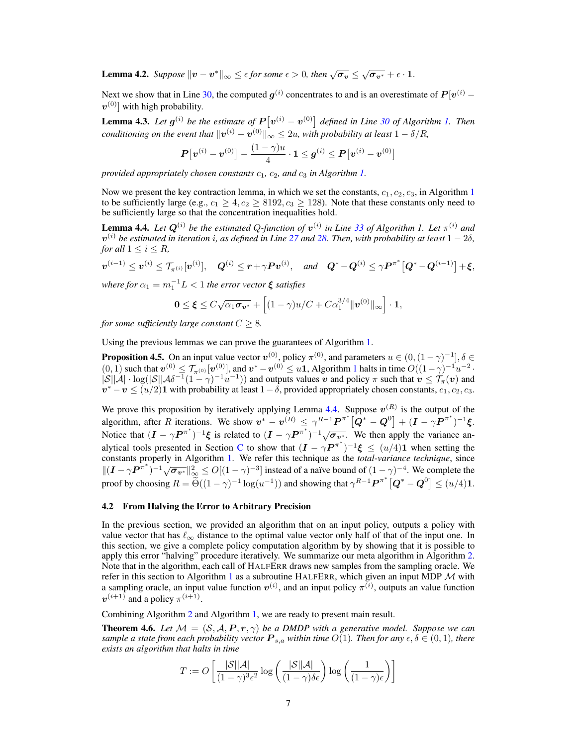**Lemma 4.2.** *Suppose $\|\boldsymbol{v} - \boldsymbol{v}^*\|_\infty \le \epsilon$ for some $\epsilon > 0$, then $\sqrt{\boldsymbol{\sigma}_{\boldsymbol{v}}} \le \sqrt{\boldsymbol{\sigma}_{\boldsymbol{v}^*}} + \epsilon \cdot \mathbf{1}$.*

Next we show that in Line 30, the computed $\boldsymbol{g}^{(i)}$ concentrates to and is an overestimate of $\boldsymbol{P}[\boldsymbol{v}^{(i)} - \boldsymbol{v}^{(0)}]$ with high probability.

**Lemma 4.3.** *Let $\boldsymbol{g}^{(i)}$ be the estimate of $\boldsymbol{P}\big[\boldsymbol{v}^{(i)} - \boldsymbol{v}^{(0)}\big]$ defined in Line 30 of Algorithm 1. Then conditioning on the event that $\|\boldsymbol{v}^{(i)} - \boldsymbol{v}^{(0)}\|_\infty \le 2u$, with probability at least $1 - \delta/R$,*

$$\boldsymbol{P}\big[\boldsymbol{v}^{(i)} - \boldsymbol{v}^{(0)}\big] - \frac{(1-\gamma)u}{4} \cdot \mathbf{1} \le \boldsymbol{g}^{(i)} \le \boldsymbol{P}\big[\boldsymbol{v}^{(i)} - \boldsymbol{v}^{(0)}\big]$$

*provided appropriately chosen constants $c_1$, $c_2$, and $c_3$ in Algorithm 1.*

Now we present the key contraction lemma, in which we set the constants, $c_1, c_2, c_3$, in Algorithm 1 to be sufficiently large (e.g., $c_1 \ge 4, c_2 \ge 8192, c_3 \ge 128$). Note that these constants only need to be sufficiently large so that the concentration inequalities hold.

**Lemma 4.4.** *Let $\boldsymbol{Q}^{(i)}$ be the estimated Q-function of $\boldsymbol{v}^{(i)}$ in Line 33 of Algorithm 1. Let $\pi^{(i)}$ and $\boldsymbol{v}^{(i)}$ be estimated in iteration $i$, as defined in Line 27 and 28. Then, with probability at least $1 - 2\delta$, for all $1 \le i \le R$,*

$$\boldsymbol{v}^{(i-1)} \le \boldsymbol{v}^{(i)} \le \mathcal{T}_{\pi^{(i)}}[\boldsymbol{v}^{(i)}], \quad \boldsymbol{Q}^{(i)} \le \boldsymbol{r} + \gamma \boldsymbol{P} \boldsymbol{v}^{(i)}, \quad \text{and} \quad \boldsymbol{Q}^* - \boldsymbol{Q}^{(i)} \le \gamma \boldsymbol{P}^{\pi^*}\big[\boldsymbol{Q}^* - \boldsymbol{Q}^{(i-1)}\big] + \boldsymbol{\xi},$$

*where for $\alpha_1 = m_1^{-1} L < 1$ the error vector $\boldsymbol{\xi}$ satisfies*

$$\mathbf{0} \le \boldsymbol{\xi} \le C\sqrt{\alpha_1 \boldsymbol{\sigma}_{\boldsymbol{v}^*}} + \Big[(1-\gamma)u/C + C\alpha_1^{3/4}\|\boldsymbol{v}^{(0)}\|_\infty\Big] \cdot \mathbf{1},$$

*for some sufficiently large constant $C \ge 8$.*

Using the previous lemmas we can prove the guarantees of Algorithm 1.

**Proposition 4.5.** On an input value vector $\boldsymbol{v}^{(0)}$, policy $\pi^{(0)}$, and parameters $u \in (0, (1-\gamma)^{-1}]$, $\delta \in (0,1)$ such that $\boldsymbol{v}^{(0)} \le \mathcal{T}_{\pi^{(0)}}[\boldsymbol{v}^{(0)}]$, and $\boldsymbol{v}^* - \boldsymbol{v}^{(0)} \le u\mathbf{1}$, Algorithm 1 halts in time $O((1-\gamma)^{-1}u^{-2} \cdot |\mathcal{S}||\mathcal{A}| \cdot \log(|\mathcal{S}||\mathcal{A}\delta^{-1}(1-\gamma)^{-1}u^{-1}))$ and outputs values $\boldsymbol{v}$ and policy $\pi$ such that $\boldsymbol{v} \le \mathcal{T}_\pi(\boldsymbol{v})$ and $\boldsymbol{v}^* - \boldsymbol{v} \le (u/2)\mathbf{1}$ with probability at least $1 - \delta$, provided appropriately chosen constants, $c_1, c_2, c_3$.

We prove this proposition by iteratively applying Lemma 4.4. Suppose $\boldsymbol{v}^{(R)}$ is the output of the algorithm, after $R$ iterations. We show $\boldsymbol{v}^* - \boldsymbol{v}^{(R)} \le \gamma^{R-1}\boldsymbol{P}^{\pi^*}\big[\boldsymbol{Q}^* - \boldsymbol{Q}^0\big] + (\boldsymbol{I} - \gamma\boldsymbol{P}^{\pi^*})^{-1}\boldsymbol{\xi}$. Notice that $(\boldsymbol{I} - \gamma\boldsymbol{P}^{\pi^*})^{-1}\boldsymbol{\xi}$ is related to $(\boldsymbol{I} - \gamma\boldsymbol{P}^{\pi^*})^{-1}\sqrt{\boldsymbol{\sigma}_{\boldsymbol{v}^*}}$. We then apply the variance analytical tools presented in Section C to show that $(\boldsymbol{I} - \gamma\boldsymbol{P}^{\pi^*})^{-1}\boldsymbol{\xi} \le (u/4)\mathbf{1}$ when setting the constants properly in Algorithm 1. We refer this technique as the *total-variance technique*, since $\|(\boldsymbol{I} - \gamma\boldsymbol{P}^{\pi^*})^{-1}\sqrt{\boldsymbol{\sigma}_{\boldsymbol{v}^*}}\|_\infty^2 \le O[(1-\gamma)^{-3}]$ instead of a naïve bound of $(1-\gamma)^{-4}$. We complete the proof by choosing $R = \widetilde{\Theta}((1-\gamma)^{-1}\log(u^{-1}))$ and showing that $\gamma^{R-1}\boldsymbol{P}^{\pi^*}\big[\boldsymbol{Q}^* - \boldsymbol{Q}^0\big] \le (u/4)\mathbf{1}$.

### 4.2 From Halving the Error to Arbitrary Precision

In the previous section, we provided an algorithm that on an input policy, outputs a policy with value vector that has $\ell_\infty$ distance to the optimal value vector only half of that of the input one. In this section, we give a complete policy computation algorithm by by showing that it is possible to apply this error "halving" procedure iteratively. We summarize our meta algorithm in Algorithm 2. Note that in the algorithm, each call of HALFERR draws new samples from the sampling oracle. We refer in this section to Algorithm 1 as a subroutine HALFERR, which given an input MDP $\mathcal{M}$ with a sampling oracle, an input value function $\boldsymbol{v}^{(i)}$, and an input policy $\pi^{(i)}$, outputs an value function $\boldsymbol{v}^{(i+1)}$ and a policy $\pi^{(i+1)}$.

Combining Algorithm 2 and Algorithm 1, we are ready to present main result.

**Theorem 4.6.** *Let $\mathcal{M} = (\mathcal{S}, \mathcal{A}, \boldsymbol{P}, \boldsymbol{r}, \gamma)$ be a DMDP with a generative model. Suppose we can sample a state from each probability vector $\boldsymbol{P}_{s,a}$ within time $O(1)$. Then for any $\epsilon, \delta \in (0,1)$, there exists an algorithm that halts in time*

$$T := O\left[\frac{|\mathcal{S}||\mathcal{A}|}{(1-\gamma)^3\epsilon^2}\log\left(\frac{|\mathcal{S}||\mathcal{A}|}{(1-\gamma)\delta\epsilon}\right)\log\left(\frac{1}{(1-\gamma)\epsilon}\right)\right]$$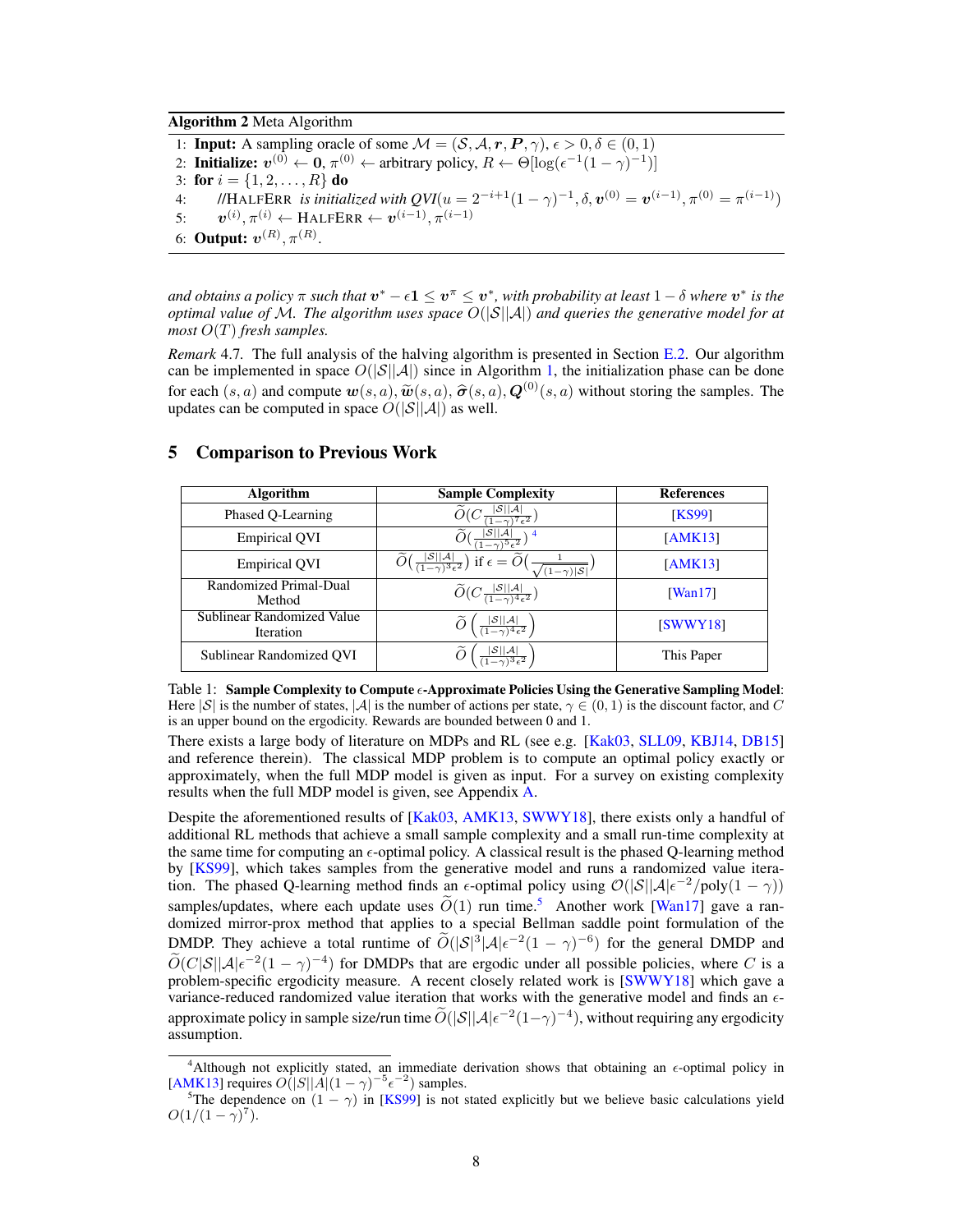**Algorithm 2** Meta Algorithm

1: **Input:** A sampling oracle of some $\mathcal{M} = (\mathcal{S}, \mathcal{A}, \boldsymbol{r}, \boldsymbol{P}, \gamma)$, $\epsilon > 0, \delta \in (0, 1)$
2: **Initialize:** $\boldsymbol{v}^{(0)} \leftarrow \mathbf{0}$, $\pi^{(0)} \leftarrow$ arbitrary policy, $R \leftarrow \Theta[\log(\epsilon^{-1}(1-\gamma)^{-1})]$
3: **for** $i = \{1, 2, \ldots, R\}$ **do**
4: //HALFERR *is initialized with QVI*($u = 2^{-i+1}(1-\gamma)^{-1}, \delta, \boldsymbol{v}^{(0)} = \boldsymbol{v}^{(i-1)}, \pi^{(0)} = \pi^{(i-1)}$)
5: $\boldsymbol{v}^{(i)}, \pi^{(i)} \leftarrow$ HALFERR $\leftarrow \boldsymbol{v}^{(i-1)}, \pi^{(i-1)}$
6: **Output:** $\boldsymbol{v}^{(R)}, \pi^{(R)}$.

*and obtains a policy $\pi$ such that $\boldsymbol{v}^* - \epsilon\mathbf{1} \le \boldsymbol{v}^\pi \le \boldsymbol{v}^*$, with probability at least $1-\delta$ where $\boldsymbol{v}^*$ is the optimal value of $\mathcal{M}$. The algorithm uses space $O(|\mathcal{S}||\mathcal{A}|)$ and queries the generative model for at most $O(T)$ fresh samples.*

*Remark* 4.7. The full analysis of the halving algorithm is presented in Section E.2. Our algorithm can be implemented in space $O(|\mathcal{S}||\mathcal{A}|)$ since in Algorithm 1, the initialization phase can be done for each $(s, a)$ and compute $\boldsymbol{w}(s, a), \widetilde{\boldsymbol{w}}(s, a), \widehat{\boldsymbol{\sigma}}(s, a), \boldsymbol{Q}^{(0)}(s, a)$ without storing the samples. The updates can be computed in space $O(|\mathcal{S}||\mathcal{A}|)$ as well.

## 5 Comparison to Previous Work

| Algorithm | Sample Complexity | References |
|---|---|---|
| Phased Q-Learning | $\widetilde{O}(C\frac{\|\mathcal{S}\|\|\mathcal{A}\|}{(1-\gamma)^7\epsilon^2})$ | [KS99] |
| Empirical QVI | $\widetilde{O}(\frac{\|\mathcal{S}\|\|\mathcal{A}\|}{(1-\gamma)^5\epsilon^2})$ [4] | [AMK13] |
| Empirical QVI | $\widetilde{O}(\frac{\|\mathcal{S}\|\|\mathcal{A}\|}{(1-\gamma)^3\epsilon^2})$ if $\epsilon = \widetilde{O}(\frac{1}{\sqrt{(1-\gamma)\|\mathcal{S}\|}})$ | [AMK13] |
| Randomized Primal-Dual Method | $\widetilde{O}(C\frac{\|\mathcal{S}\|\|\mathcal{A}\|}{(1-\gamma)^4\epsilon^2})$ | [Wan17] |
| Sublinear Randomized Value Iteration | $\widetilde{O}\left(\frac{\|\mathcal{S}\|\|\mathcal{A}\|}{(1-\gamma)^4\epsilon^2}\right)$ | [SWWY18] |
| Sublinear Randomized QVI | $\widetilde{O}\left(\frac{\|\mathcal{S}\|\|\mathcal{A}\|}{(1-\gamma)^3\epsilon^2}\right)$ | This Paper |

Table 1: **Sample Complexity to Compute $\epsilon$-Approximate Policies Using the Generative Sampling Model**: Here $|\mathcal{S}|$ is the number of states, $|\mathcal{A}|$ is the number of actions per state, $\gamma \in (0, 1)$ is the discount factor, and $C$ is an upper bound on the ergodicity. Rewards are bounded between 0 and 1.

There exists a large body of literature on MDPs and RL (see e.g. [Kak03, SLL09, KBJ14, DB15] and reference therein). The classical MDP problem is to compute an optimal policy exactly or approximately, when the full MDP model is given as input. For a survey on existing complexity results when the full MDP model is given, see Appendix A.

Despite the aforementioned results of [Kak03, AMK13, SWWY18], there exists only a handful of additional RL methods that achieve a small sample complexity and a small run-time complexity at the same time for computing an $\epsilon$-optimal policy. A classical result is the phased Q-learning method by [KS99], which takes samples from the generative model and runs a randomized value iteration. The phased Q-learning method finds an $\epsilon$-optimal policy using $\mathcal{O}(|\mathcal{S}||\mathcal{A}|\epsilon^{-2}/\mathrm{poly}(1-\gamma))$ samples/updates, where each update uses $\widetilde{O}(1)$ run time.[5] Another work [Wan17] gave a randomized mirror-prox method that applies to a special Bellman saddle point formulation of the DMDP. They achieve a total runtime of $\widetilde{O}(|\mathcal{S}|^3|\mathcal{A}|\epsilon^{-2}(1-\gamma)^{-6})$ for the general DMDP and $\widetilde{O}(C|\mathcal{S}||\mathcal{A}|\epsilon^{-2}(1-\gamma)^{-4})$ for DMDPs that are ergodic under all possible policies, where $C$ is a problem-specific ergodicity measure. A recent closely related work is [SWWY18] which gave a variance-reduced randomized value iteration that works with the generative model and finds an $\epsilon$-approximate policy in sample size/run time $\widetilde{O}(|\mathcal{S}||\mathcal{A}|\epsilon^{-2}(1-\gamma)^{-4})$, without requiring any ergodicity assumption.

[4] Although not explicitly stated, an immediate derivation shows that obtaining an $\epsilon$-optimal policy in [AMK13] requires $O(|S||A|(1-\gamma)^{-5}\epsilon^{-2})$ samples.

[5] The dependence on $(1-\gamma)$ in [KS99] is not stated explicitly but we believe basic calculations yield $O(1/(1-\gamma)^7)$.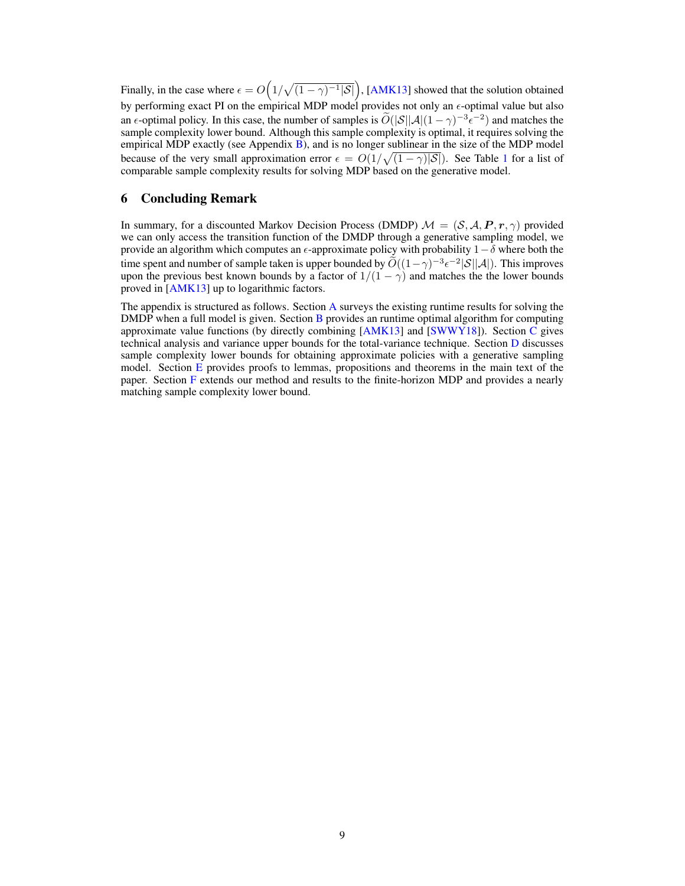Finally, in the case where $\epsilon = O\Big(1/\sqrt{(1-\gamma)^{-1}|\mathcal{S}|}\Big)$, [AMK13] showed that the solution obtained by performing exact PI on the empirical MDP model provides not only an $\epsilon$-optimal value but also an $\epsilon$-optimal policy. In this case, the number of samples is $\widetilde{O}(|\mathcal{S}||\mathcal{A}|(1-\gamma)^{-3}\epsilon^{-2})$ and matches the sample complexity lower bound. Although this sample complexity is optimal, it requires solving the empirical MDP exactly (see Appendix B), and is no longer sublinear in the size of the MDP model because of the very small approximation error $\epsilon = O(1/\sqrt{(1-\gamma)|\mathcal{S}|})$. See Table 1 for a list of comparable sample complexity results for solving MDP based on the generative model.

## 6 Concluding Remark

In summary, for a discounted Markov Decision Process (DMDP) $\mathcal{M} = (\mathcal{S}, \mathcal{A}, \boldsymbol{P}, \boldsymbol{r}, \gamma)$ provided we can only access the transition function of the DMDP through a generative sampling model, we provide an algorithm which computes an $\epsilon$-approximate policy with probability $1-\delta$ where both the time spent and number of sample taken is upper bounded by $\widetilde{O}((1-\gamma)^{-3}\epsilon^{-2}|\mathcal{S}||\mathcal{A}|)$. This improves upon the previous best known bounds by a factor of $1/(1-\gamma)$ and matches the the lower bounds proved in [AMK13] up to logarithmic factors.

The appendix is structured as follows. Section A surveys the existing runtime results for solving the DMDP when a full model is given. Section B provides an runtime optimal algorithm for computing approximate value functions (by directly combining [AMK13] and [SWWY18]). Section C gives technical analysis and variance upper bounds for the total-variance technique. Section D discusses sample complexity lower bounds for obtaining approximate policies with a generative sampling model. Section E provides proofs to lemmas, propositions and theorems in the main text of the paper. Section F extends our method and results to the finite-horizon MDP and provides a nearly matching sample complexity lower bound.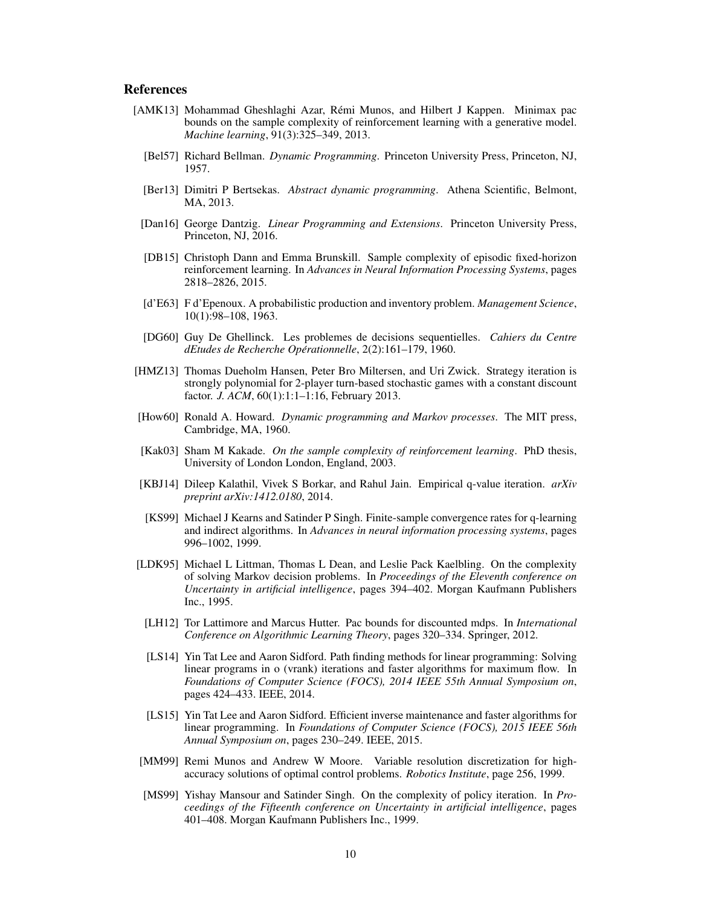## References

[AMK13] Mohammad Gheshlaghi Azar, Rémi Munos, and Hilbert J Kappen. Minimax pac bounds on the sample complexity of reinforcement learning with a generative model. *Machine learning*, 91(3):325–349, 2013.

[Bel57] Richard Bellman. *Dynamic Programming*. Princeton University Press, Princeton, NJ, 1957.

[Ber13] Dimitri P Bertsekas. *Abstract dynamic programming*. Athena Scientific, Belmont, MA, 2013.

[Dan16] George Dantzig. *Linear Programming and Extensions*. Princeton University Press, Princeton, NJ, 2016.

[DB15] Christoph Dann and Emma Brunskill. Sample complexity of episodic fixed-horizon reinforcement learning. In *Advances in Neural Information Processing Systems*, pages 2818–2826, 2015.

[d'E63] F d'Epenoux. A probabilistic production and inventory problem. *Management Science*, 10(1):98–108, 1963.

[DG60] Guy De Ghellinck. Les problemes de decisions sequentielles. *Cahiers du Centre dEtudes de Recherche Opérationnelle*, 2(2):161–179, 1960.

[HMZ13] Thomas Dueholm Hansen, Peter Bro Miltersen, and Uri Zwick. Strategy iteration is strongly polynomial for 2-player turn-based stochastic games with a constant discount factor. *J. ACM*, 60(1):1:1–1:16, February 2013.

[How60] Ronald A. Howard. *Dynamic programming and Markov processes*. The MIT press, Cambridge, MA, 1960.

[Kak03] Sham M Kakade. *On the sample complexity of reinforcement learning*. PhD thesis, University of London London, England, 2003.

[KBJ14] Dileep Kalathil, Vivek S Borkar, and Rahul Jain. Empirical q-value iteration. *arXiv preprint arXiv:1412.0180*, 2014.

[KS99] Michael J Kearns and Satinder P Singh. Finite-sample convergence rates for q-learning and indirect algorithms. In *Advances in neural information processing systems*, pages 996–1002, 1999.

[LDK95] Michael L Littman, Thomas L Dean, and Leslie Pack Kaelbling. On the complexity of solving Markov decision problems. In *Proceedings of the Eleventh conference on Uncertainty in artificial intelligence*, pages 394–402. Morgan Kaufmann Publishers Inc., 1995.

[LH12] Tor Lattimore and Marcus Hutter. Pac bounds for discounted mdps. In *International Conference on Algorithmic Learning Theory*, pages 320–334. Springer, 2012.

[LS14] Yin Tat Lee and Aaron Sidford. Path finding methods for linear programming: Solving linear programs in o (vrank) iterations and faster algorithms for maximum flow. In *Foundations of Computer Science (FOCS), 2014 IEEE 55th Annual Symposium on*, pages 424–433. IEEE, 2014.

[LS15] Yin Tat Lee and Aaron Sidford. Efficient inverse maintenance and faster algorithms for linear programming. In *Foundations of Computer Science (FOCS), 2015 IEEE 56th Annual Symposium on*, pages 230–249. IEEE, 2015.

[MM99] Remi Munos and Andrew W Moore. Variable resolution discretization for high-accuracy solutions of optimal control problems. *Robotics Institute*, page 256, 1999.

[MS99] Yishay Mansour and Satinder Singh. On the complexity of policy iteration. In *Proceedings of the Fifteenth conference on Uncertainty in artificial intelligence*, pages 401–408. Morgan Kaufmann Publishers Inc., 1999.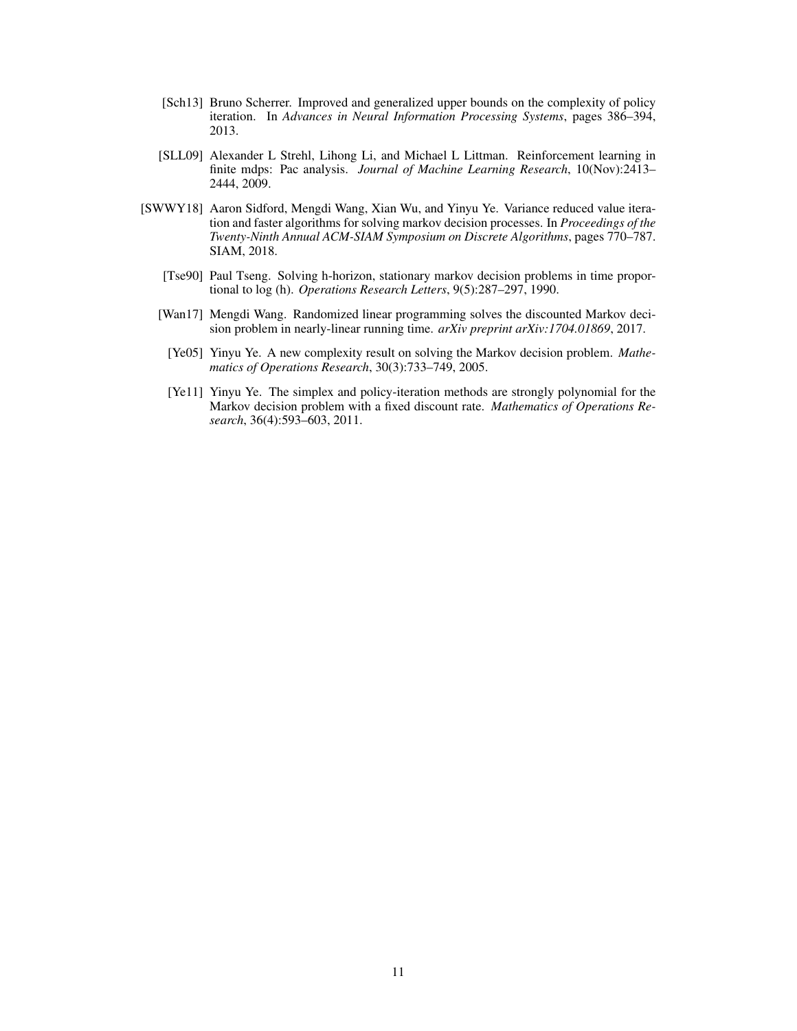[Sch13] Bruno Scherrer. Improved and generalized upper bounds on the complexity of policy iteration. In *Advances in Neural Information Processing Systems*, pages 386–394, 2013.

[SLL09] Alexander L Strehl, Lihong Li, and Michael L Littman. Reinforcement learning in finite mdps: Pac analysis. *Journal of Machine Learning Research*, 10(Nov):2413–2444, 2009.

[SWWY18] Aaron Sidford, Mengdi Wang, Xian Wu, and Yinyu Ye. Variance reduced value iteration and faster algorithms for solving markov decision processes. In *Proceedings of the Twenty-Ninth Annual ACM-SIAM Symposium on Discrete Algorithms*, pages 770–787. SIAM, 2018.

[Tse90] Paul Tseng. Solving h-horizon, stationary markov decision problems in time proportional to log (h). *Operations Research Letters*, 9(5):287–297, 1990.

[Wan17] Mengdi Wang. Randomized linear programming solves the discounted Markov decision problem in nearly-linear running time. *arXiv preprint arXiv:1704.01869*, 2017.

[Ye05] Yinyu Ye. A new complexity result on solving the Markov decision problem. *Mathematics of Operations Research*, 30(3):733–749, 2005.

[Ye11] Yinyu Ye. The simplex and policy-iteration methods are strongly polynomial for the Markov decision problem with a fixed discount rate. *Mathematics of Operations Research*, 36(4):593–603, 2011.